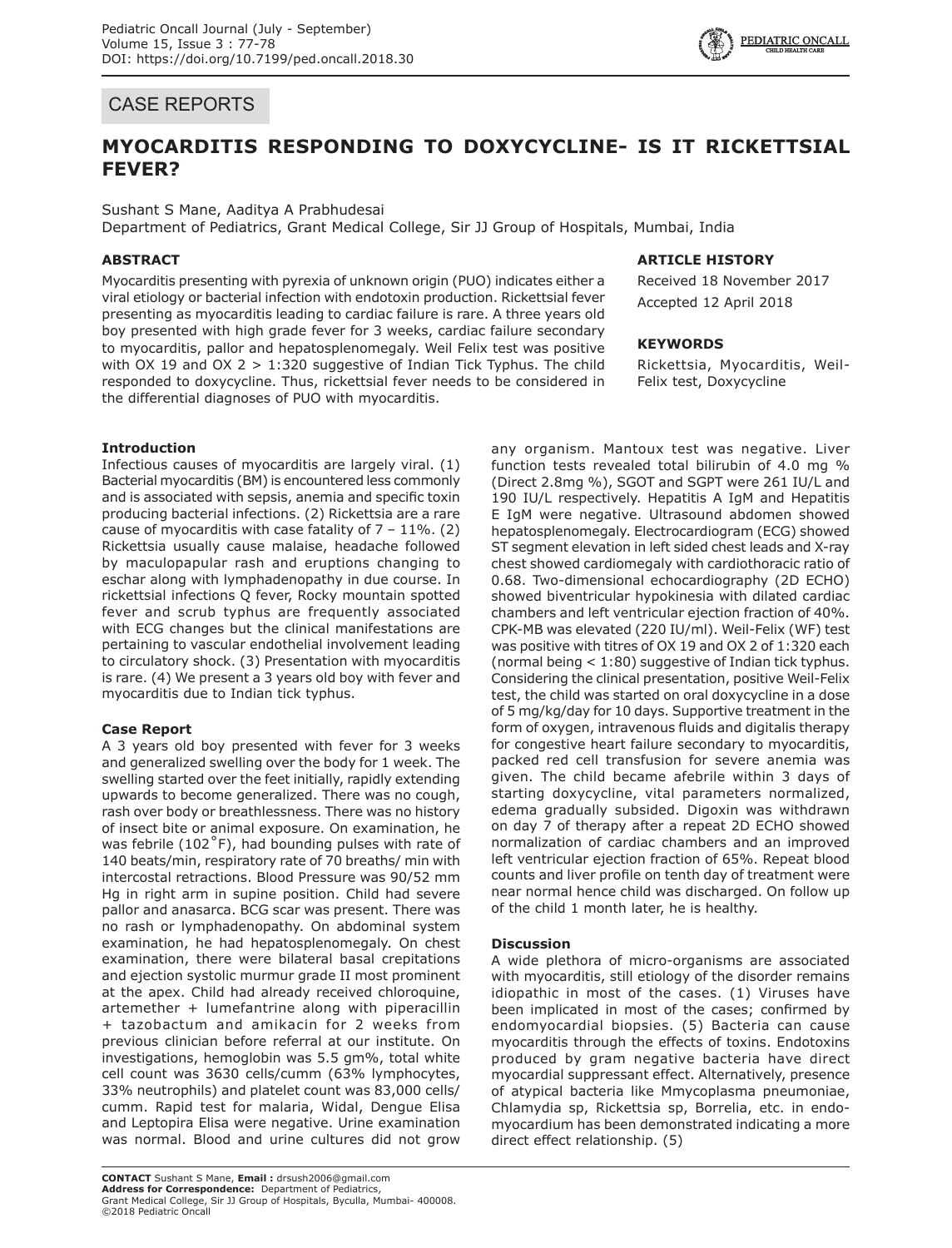CASE REPORTS

# MYOCARDITIS RESPONDING TO DOXYCYCLINE- IS IT RICKETTSIAL FEVER?

Sushant S Mane, Aaditya A Prabhudesai

Department of Pediatrics, Grant Medical College, Sir JJ Group of Hospitals, Mumbai, India

### ABSTRACT

Myocarditis presenting with pyrexia of unknown origin (PUO) indicates either a viral etiology or bacterial infection with endotoxin production. Rickettsial fever presenting as myocarditis leading to cardiac failure is rare. A three years old boy presented with high grade fever for 3 weeks, cardiac failure secondary to myocarditis, pallor and hepatosplenomegaly. Weil Felix test was positive with OX 19 and OX 2 > 1:320 suggestive of Indian Tick Typhus. The child responded to doxycycline. Thus, rickettsial fever needs to be considered in the differential diagnoses of PUO with myocarditis.

### ARTICLE HISTORY

Received 18 November 2017

Accepted 12 April 2018

### KEYWORDS

Rickettsia, Myocarditis, Weil-Felix test, Doxycycline

### Introduction

Infectious causes of myocarditis are largely viral. (1) Bacterial myocarditis (BM) is encountered less commonly and is associated with sepsis, anemia and specific toxin producing bacterial infections. (2) Rickettsia are a rare cause of myocarditis with case fatality of 7 – 11%. (2) Rickettsia usually cause malaise, headache followed by maculopapular rash and eruptions changing to eschar along with lymphadenopathy in due course. In rickettsial infections Q fever, Rocky mountain spotted fever and scrub typhus are frequently associated with ECG changes but the clinical manifestations are pertaining to vascular endothelial involvement leading to circulatory shock. (3) Presentation with myocarditis is rare. (4) We present a 3 years old boy with fever and myocarditis due to Indian tick typhus.

### Case Report

A 3 years old boy presented with fever for 3 weeks and generalized swelling over the body for 1 week. The swelling started over the feet initially, rapidly extending upwards to become generalized. There was no cough, rash over body or breathlessness. There was no history of insect bite or animal exposure. On examination, he was febrile (102˚F), had bounding pulses with rate of 140 beats/min, respiratory rate of 70 breaths/ min with intercostal retractions. Blood Pressure was 90/52 mm Hg in right arm in supine position. Child had severe pallor and anasarca. BCG scar was present. There was no rash or lymphadenopathy. On abdominal system examination, he had hepatosplenomegaly. On chest examination, there were bilateral basal crepitations and ejection systolic murmur grade II most prominent at the apex. Child had already received chloroquine, artemether + lumefantrine along with piperacillin + tazobactum and amikacin for 2 weeks from previous clinician before referral at our institute. On investigations, hemoglobin was 5.5 gm%, total white cell count was 3630 cells/cumm (63% lymphocytes, 33% neutrophils) and platelet count was 83,000 cells/cumm. Rapid test for malaria, Widal, Dengue Elisa and Leptopira Elisa were negative. Urine examination was normal. Blood and urine cultures did not grow any organism. Mantoux test was negative. Liver function tests revealed total bilirubin of 4.0 mg % (Direct 2.8mg %), SGOT and SGPT were 261 IU/L and 190 IU/L respectively. Hepatitis A IgM and Hepatitis E IgM were negative. Ultrasound abdomen showed hepatosplenomegaly. Electrocardiogram (ECG) showed ST segment elevation in left sided chest leads and X-ray chest showed cardiomegaly with cardiothoracic ratio of 0.68. Two-dimensional echocardiography (2D ECHO) showed biventricular hypokinesia with dilated cardiac chambers and left ventricular ejection fraction of 40%. CPK-MB was elevated (220 IU/ml). Weil-Felix (WF) test was positive with titres of OX 19 and OX 2 of 1:320 each (normal being < 1:80) suggestive of Indian tick typhus. Considering the clinical presentation, positive Weil-Felix test, the child was started on oral doxycycline in a dose of 5 mg/kg/day for 10 days. Supportive treatment in the form of oxygen, intravenous fluids and digitalis therapy for congestive heart failure secondary to myocarditis, packed red cell transfusion for severe anemia was given. The child became afebrile within 3 days of starting doxycycline, vital parameters normalized, edema gradually subsided. Digoxin was withdrawn on day 7 of therapy after a repeat 2D ECHO showed normalization of cardiac chambers and an improved left ventricular ejection fraction of 65%. Repeat blood counts and liver profile on tenth day of treatment were near normal hence child was discharged. On follow up of the child 1 month later, he is healthy.

### Discussion

A wide plethora of micro-organisms are associated with myocarditis, still etiology of the disorder remains idiopathic in most of the cases. (1) Viruses have been implicated in most of the cases; confirmed by endomyocardial biopsies. (5) Bacteria can cause myocarditis through the effects of toxins. Endotoxins produced by gram negative bacteria have direct myocardial suppressant effect. Alternatively, presence of atypical bacteria like Mmycoplasma pneumoniae, Chlamydia sp, Rickettsia sp, Borrelia, etc. in endo-myocardium has been demonstrated indicating a more direct effect relationship. (5)

**CONTACT** Sushant S Mane, **Email :** drsush2006@gmail.com
**Address for Correspondence:** Department of Pediatrics,
Grant Medical College, Sir JJ Group of Hospitals, Byculla, Mumbai- 400008.
©2018 Pediatric Oncall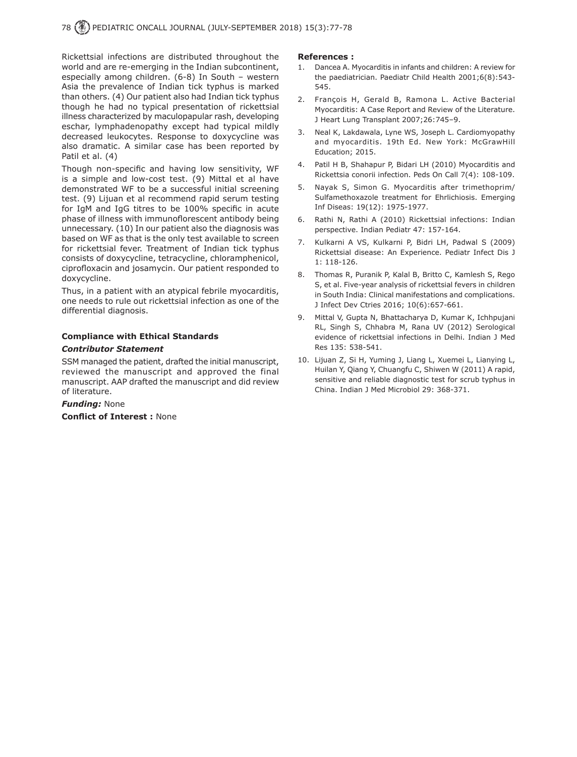Rickettsial infections are distributed throughout the world and are re-emerging in the Indian subcontinent, especially among children. (6-8) In South – western Asia the prevalence of Indian tick typhus is marked than others. (4) Our patient also had Indian tick typhus though he had no typical presentation of rickettsial illness characterized by maculopapular rash, developing eschar, lymphadenopathy except had typical mildly decreased leukocytes. Response to doxycycline was also dramatic. A similar case has been reported by Patil et al. (4)

Though non-specific and having low sensitivity, WF is a simple and low-cost test. (9) Mittal et al have demonstrated WF to be a successful initial screening test. (9) Lijuan et al recommend rapid serum testing for IgM and IgG titres to be 100% specific in acute phase of illness with immunoflorescent antibody being unnecessary. (10) In our patient also the diagnosis was based on WF as that is the only test available to screen for rickettsial fever. Treatment of Indian tick typhus consists of doxycycline, tetracycline, chloramphenicol, ciprofloxacin and josamycin. Our patient responded to doxycycline.

Thus, in a patient with an atypical febrile myocarditis, one needs to rule out rickettsial infection as one of the differential diagnosis.

## Compliance with Ethical Standards

### *Contributor Statement*

SSM managed the patient, drafted the initial manuscript, reviewed the manuscript and approved the final manuscript. AAP drafted the manuscript and did review of literature.

***Funding:*** None

**Conflict of Interest :** None

## References :

1. Dancea A. Myocarditis in infants and children: A review for the paediatrician. Paediatr Child Health 2001;6(8):543-545.
2. François H, Gerald B, Ramona L. Active Bacterial Myocarditis: A Case Report and Review of the Literature. J Heart Lung Transplant 2007;26:745–9.
3. Neal K, Lakdawala, Lyne WS, Joseph L. Cardiomyopathy and myocarditis. 19th Ed. New York: McGrawHill Education; 2015.
4. Patil H B, Shahapur P, Bidari LH (2010) Myocarditis and Rickettsia conorii infection. Peds On Call 7(4): 108-109.
5. Nayak S, Simon G. Myocarditis after trimethoprim/Sulfamethoxazole treatment for Ehrlichiosis. Emerging Inf Diseas: 19(12): 1975-1977.
6. Rathi N, Rathi A (2010) Rickettsial infections: Indian perspective. Indian Pediatr 47: 157-164.
7. Kulkarni A VS, Kulkarni P, Bidri LH, Padwal S (2009) Rickettsial disease: An Experience. Pediatr Infect Dis J 1: 118-126.
8. Thomas R, Puranik P, Kalal B, Britto C, Kamlesh S, Rego S, et al. Five-year analysis of rickettsial fevers in children in South India: Clinical manifestations and complications. J Infect Dev Ctries 2016; 10(6):657-661.
9. Mittal V, Gupta N, Bhattacharya D, Kumar K, Ichhpujani RL, Singh S, Chhabra M, Rana UV (2012) Serological evidence of rickettsial infections in Delhi. Indian J Med Res 135: 538-541.
10. Lijuan Z, Si H, Yuming J, Liang L, Xuemei L, Lianying L, Huilan Y, Qiang Y, Chuangfu C, Shiwen W (2011) A rapid, sensitive and reliable diagnostic test for scrub typhus in China. Indian J Med Microbiol 29: 368-371.